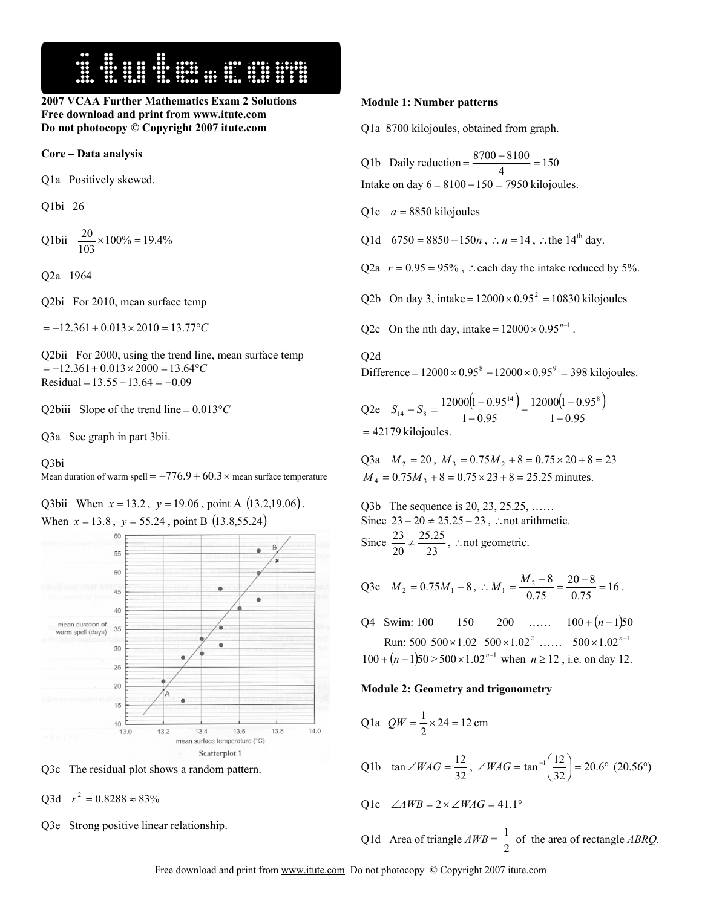2007 VCAA Further Mathematics Exam 2 Solutions
Free download and print from www.itute.com
Do not photocopy © Copyright 2007 itute.com

**Core – Data analysis**

Q1a Positively skewed.

Q1bi 26

Q1bii $\frac{20}{103} \times 100\% = 19.4\%$

Q2a 1964

Q2bi For 2010, mean surface temp

$= -12.361 + 0.013 \times 2010 = 13.77°C$

Q2bii For 2000, using the trend line, mean surface temp
$= -12.361 + 0.013 \times 2000 = 13.64°C$
Residual $= 13.55 - 13.64 = -0.09$

Q2biii Slope of the trend line $= 0.013°C$

Q3a See graph in part 3bii.

Q3bi
Mean duration of warm spell $= -776.9 + 60.3 \times$ mean surface temperature

Q3bii When $x = 13.2$, $y = 19.06$, point A $(13.2, 19.06)$.
When $x = 13.8$, $y = 55.24$, point B $(13.8, 55.24)$

Scatterplot 1

Q3c The residual plot shows a random pattern.

Q3d $r^2 = 0.8288 \approx 83\%$

Q3e Strong positive linear relationship.

**Module 1: Number patterns**

Q1a 8700 kilojoules, obtained from graph.

Q1b Daily reduction $= \frac{8700 - 8100}{4} = 150$
Intake on day 6 $= 8100 - 150 = 7950$ kilojoules.

Q1c $a = 8850$ kilojoules

Q1d $6750 = 8850 - 150n$, $\therefore n = 14$, $\therefore$ the 14th day.

Q2a $r = 0.95 = 95\%$, $\therefore$ each day the intake reduced by 5%.

Q2b On day 3, intake $= 12000 \times 0.95^2 = 10830$ kilojoules

Q2c On the nth day, intake $= 12000 \times 0.95^{n-1}$.

Q2d
Difference $= 12000 \times 0.95^8 - 12000 \times 0.95^9 = 398$ kilojoules.

Q2e $S_{14} - S_8 = \frac{12000(1 - 0.95^{14})}{1 - 0.95} - \frac{12000(1 - 0.95^8)}{1 - 0.95}$
$= 42179$ kilojoules.

Q3a $M_2 = 20$, $M_3 = 0.75M_2 + 8 = 0.75 \times 20 + 8 = 23$
$M_4 = 0.75M_3 + 8 = 0.75 \times 23 + 8 = 25.25$ minutes.

Q3b The sequence is 20, 23, 25.25, ……
Since $23 - 20 \neq 25.25 - 23$, $\therefore$ not arithmetic.
Since $\frac{23}{20} \neq \frac{25.25}{23}$, $\therefore$ not geometric.

Q3c $M_2 = 0.75M_1 + 8$, $\therefore M_1 = \frac{M_2 - 8}{0.75} = \frac{20 - 8}{0.75} = 16$.

Q4 Swim: 100 150 200 …… $100 + (n-1)50$
Run: 500 $500 \times 1.02$ $500 \times 1.02^2$ …… $500 \times 1.02^{n-1}$
$100 + (n-1)50 > 500 \times 1.02^{n-1}$ when $n \geq 12$, i.e. on day 12.

**Module 2: Geometry and trigonometry**

Q1a $QW = \frac{1}{2} \times 24 = 12$ cm

Q1b $\tan \angle WAG = \frac{12}{32}$, $\angle WAG = \tan^{-1}\left(\frac{12}{32}\right) = 20.6°$ $(20.56°)$

Q1c $\angle AWB = 2 \times \angle WAG = 41.1°$

Q1d Area of triangle $AWB$ = $\frac{1}{2}$ of the area of rectangle $ABRQ$.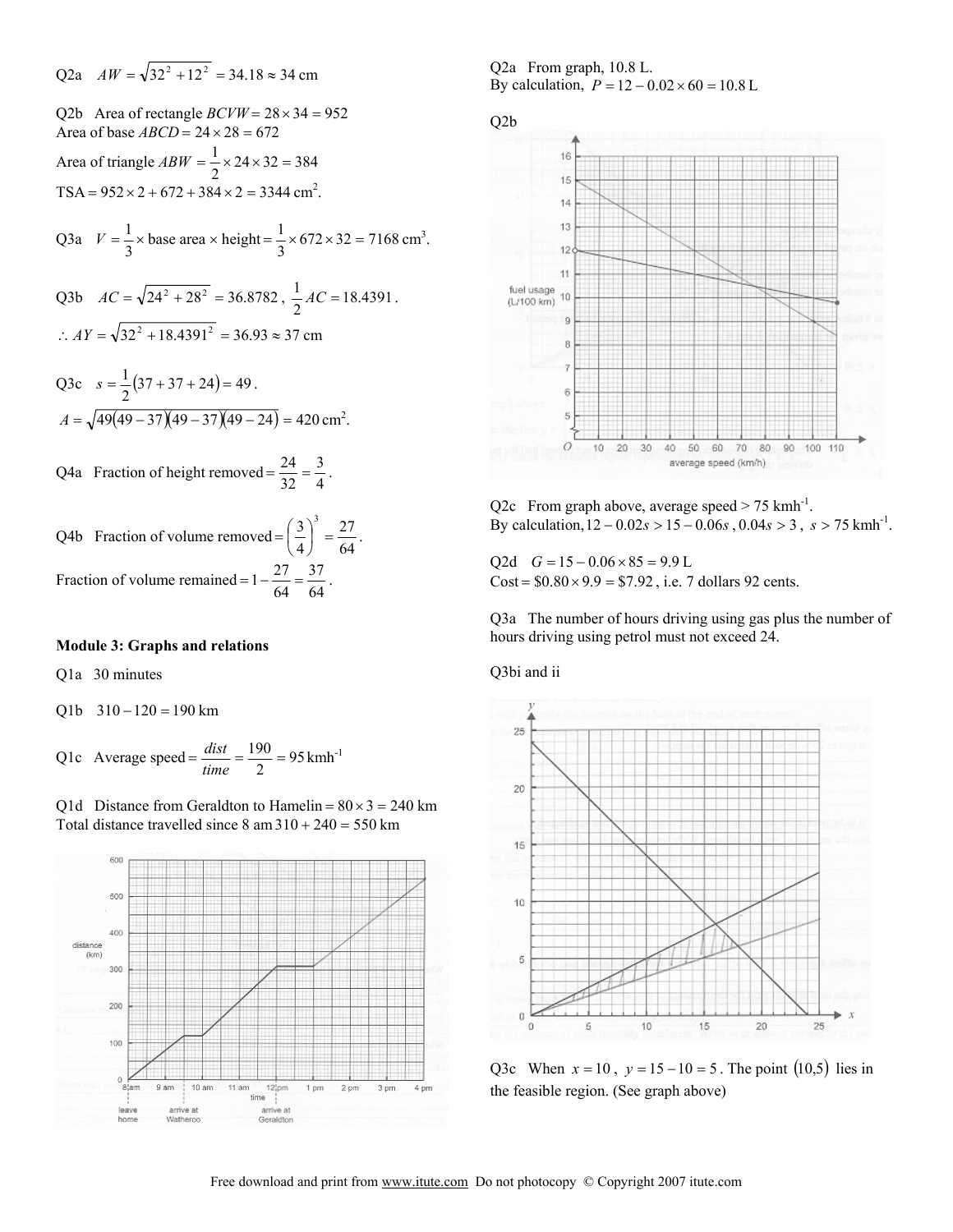Q2a $AW = \sqrt{32^2 + 12^2} = 34.18 \approx 34$ cm

Q2b Area of rectangle $BCVW = 28 \times 34 = 952$
Area of base $ABCD = 24 \times 28 = 672$
Area of triangle $ABW = \frac{1}{2} \times 24 \times 32 = 384$
$\text{TSA} = 952 \times 2 + 672 + 384 \times 2 = 3344$ cm$^2$.

Q3a $V = \frac{1}{3} \times \text{base area} \times \text{height} = \frac{1}{3} \times 672 \times 32 = 7168$ cm$^3$.

Q3b $AC = \sqrt{24^2 + 28^2} = 36.8782$, $\frac{1}{2}AC = 18.4391$.
$\therefore AY = \sqrt{32^2 + 18.4391^2} = 36.93 \approx 37$ cm

Q3c $s = \frac{1}{2}(37 + 37 + 24) = 49$.
$A = \sqrt{49(49-37)(49-37)(49-24)} = 420$ cm$^2$.

Q4a Fraction of height removed $= \frac{24}{32} = \frac{3}{4}$.

Q4b Fraction of volume removed $= \left(\frac{3}{4}\right)^3 = \frac{27}{64}$.
Fraction of volume remained $= 1 - \frac{27}{64} = \frac{37}{64}$.

**Module 3: Graphs and relations**

Q1a 30 minutes

Q1b $310 - 120 = 190$ km

Q1c Average speed $= \frac{dist}{time} = \frac{190}{2} = 95$ kmh$^{-1}$

Q1d Distance from Geraldton to Hamelin $= 80 \times 3 = 240$ km
Total distance travelled since 8 am $310 + 240 = 550$ km

Q2a From graph, 10.8 L.
By calculation, $P = 12 - 0.02 \times 60 = 10.8$ L

Q2b

Q2c From graph above, average speed > 75 kmh$^{-1}$.
By calculation, $12 - 0.02s > 15 - 0.06s$, $0.04s > 3$, $s > 75$ kmh$^{-1}$.

Q2d $G = 15 - 0.06 \times 85 = 9.9$ L
Cost $= \$0.80 \times 9.9 = \$7.92$, i.e. 7 dollars 92 cents.

Q3a The number of hours driving using gas plus the number of hours driving using petrol must not exceed 24.

Q3bi and ii

Q3c When $x = 10$, $y = 15 - 10 = 5$. The point $(10,5)$ lies in the feasible region. (See graph above)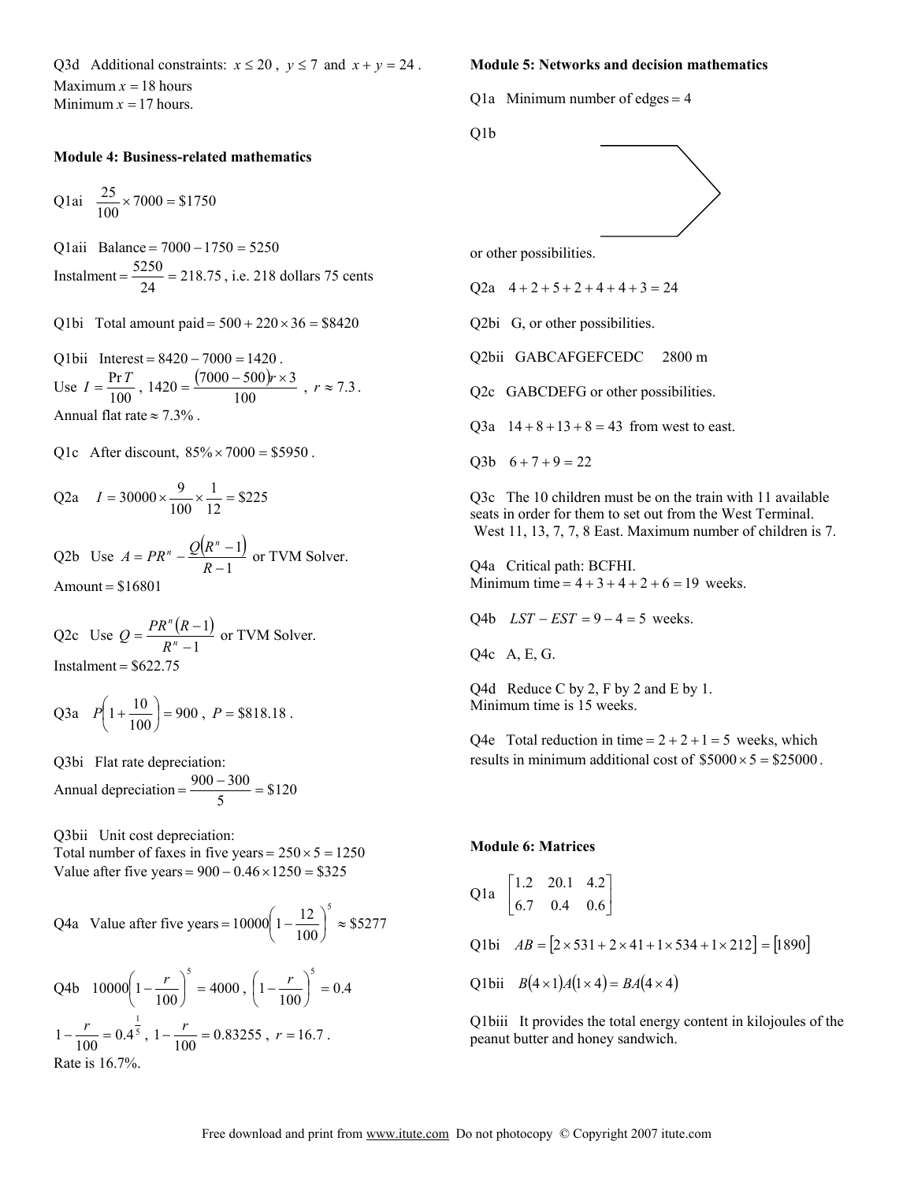Q3d Additional constraints: $x \le 20$, $y \le 7$ and $x + y = 24$.
Maximum $x = 18$ hours
Minimum $x = 17$ hours.

**Module 4: Business-related mathematics**

Q1ai $\frac{25}{100} \times 7000 = \$1750$

Q1aii Balance $= 7000 - 1750 = 5250$
Instalment $= \frac{5250}{24} = 218.75$, i.e. 218 dollars 75 cents

Q1bi Total amount paid $= 500 + 220 \times 36 = \$8420$

Q1bii Interest $= 8420 - 7000 = 1420$.
Use $I = \frac{\Pr T}{100}$, $1420 = \frac{(7000 - 500) r \times 3}{100}$, $r \approx 7.3$.
Annual flat rate $\approx 7.3\%$.

Q1c After discount, $85\% \times 7000 = \$5950$.

Q2a $I = 30000 \times \frac{9}{100} \times \frac{1}{12} = \$225$

Q2b Use $A = PR^n - \frac{Q(R^n - 1)}{R - 1}$ or TVM Solver.
Amount $= \$16801$

Q2c Use $Q = \frac{PR^n (R - 1)}{R^n - 1}$ or TVM Solver.
Instalment $= \$622.75$

Q3a $P\left(1 + \frac{10}{100}\right) = 900$, $P = \$818.18$.

Q3bi Flat rate depreciation:
Annual depreciation $= \frac{900 - 300}{5} = \$120$

Q3bii Unit cost depreciation:
Total number of faxes in five years $= 250 \times 5 = 1250$
Value after five years $= 900 - 0.46 \times 1250 = \$325$

Q4a Value after five years $= 10000\left(1 - \frac{12}{100}\right)^5 \approx \$5277$

Q4b $10000\left(1 - \frac{r}{100}\right)^5 = 4000$, $\left(1 - \frac{r}{100}\right)^5 = 0.4$

$1 - \frac{r}{100} = 0.4^{\frac{1}{5}}$, $1 - \frac{r}{100} = 0.83255$, $r = 16.7$.
Rate is 16.7%.

**Module 5: Networks and decision mathematics**

Q1a Minimum number of edges $= 4$

Q1b

or other possibilities.

Q2a $4 + 2 + 5 + 2 + 4 + 4 + 3 = 24$

Q2bi G, or other possibilities.

Q2bii GABCAFGEFCEDC 2800 m

Q2c GABCDEFG or other possibilities.

Q3a $14 + 8 + 13 + 8 = 43$ from west to east.

Q3b $6 + 7 + 9 = 22$

Q3c The 10 children must be on the train with 11 available seats in order for them to set out from the West Terminal.
West 11, 13, 7, 7, 8 East. Maximum number of children is 7.

Q4a Critical path: BCFHI.
Minimum time $= 4 + 3 + 4 + 2 + 6 = 19$ weeks.

Q4b $LST - EST = 9 - 4 = 5$ weeks.

Q4c A, E, G.

Q4d Reduce C by 2, F by 2 and E by 1.
Minimum time is 15 weeks.

Q4e Total reduction in time $= 2 + 2 + 1 = 5$ weeks, which results in minimum additional cost of $\$5000 \times 5 = \$25000$.

**Module 6: Matrices**

Q1a $\begin{bmatrix} 1.2 & 20.1 & 4.2 \\ 6.7 & 0.4 & 0.6 \end{bmatrix}$

Q1bi $AB = [2 \times 531 + 2 \times 41 + 1 \times 534 + 1 \times 212] = [1890]$

Q1bii $B(4 \times 1)A(1 \times 4) = BA(4 \times 4)$

Q1biii It provides the total energy content in kilojoules of the peanut butter and honey sandwich.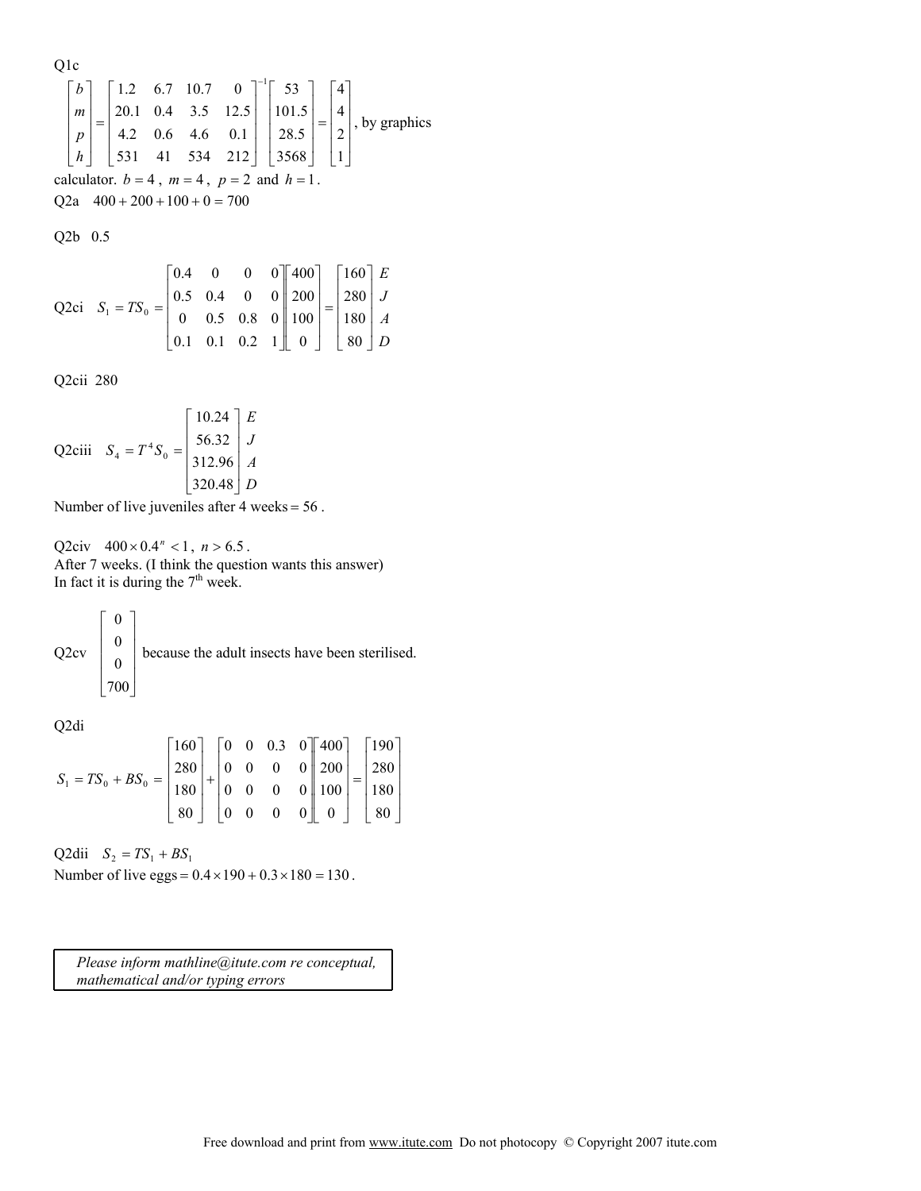Q1c

$$\begin{bmatrix} b \\ m \\ p \\ h \end{bmatrix} = \begin{bmatrix} 1.2 & 6.7 & 10.7 & 0 \\ 20.1 & 0.4 & 3.5 & 12.5 \\ 4.2 & 0.6 & 4.6 & 0.1 \\ 531 & 41 & 534 & 212 \end{bmatrix}^{-1} \begin{bmatrix} 53 \\ 101.5 \\ 28.5 \\ 3568 \end{bmatrix} = \begin{bmatrix} 4 \\ 4 \\ 2 \\ 1 \end{bmatrix}$$, by graphics calculator. $b = 4$, $m = 4$, $p = 2$ and $h = 1$.

Q2a $400 + 200 + 100 + 0 = 700$

Q2b 0.5

Q2ci $S_1 = TS_0 = \begin{bmatrix} 0.4 & 0 & 0 & 0 \\ 0.5 & 0.4 & 0 & 0 \\ 0 & 0.5 & 0.8 & 0 \\ 0.1 & 0.1 & 0.2 & 1 \end{bmatrix} \begin{bmatrix} 400 \\ 200 \\ 100 \\ 0 \end{bmatrix} = \begin{bmatrix} 160 \\ 280 \\ 180 \\ 80 \end{bmatrix} \begin{matrix} E \\ J \\ A \\ D \end{matrix}$

Q2cii 280

Q2ciii $S_4 = T^4 S_0 = \begin{bmatrix} 10.24 \\ 56.32 \\ 312.96 \\ 320.48 \end{bmatrix} \begin{matrix} E \\ J \\ A \\ D \end{matrix}$

Number of live juveniles after 4 weeks $= 56$.

Q2civ $400 \times 0.4^n < 1$, $n > 6.5$.
After 7 weeks. (I think the question wants this answer)
In fact it is during the 7th week.

Q2cv $\begin{bmatrix} 0 \\ 0 \\ 0 \\ 700 \end{bmatrix}$ because the adult insects have been sterilised.

Q2di

$$S_1 = TS_0 + BS_0 = \begin{bmatrix} 160 \\ 280 \\ 180 \\ 80 \end{bmatrix} + \begin{bmatrix} 0 & 0 & 0.3 & 0 \\ 0 & 0 & 0 & 0 \\ 0 & 0 & 0 & 0 \\ 0 & 0 & 0 & 0 \end{bmatrix} \begin{bmatrix} 400 \\ 200 \\ 100 \\ 0 \end{bmatrix} = \begin{bmatrix} 190 \\ 280 \\ 180 \\ 80 \end{bmatrix}$$

Q2dii $S_2 = TS_1 + BS_1$

Number of live eggs $= 0.4 \times 190 + 0.3 \times 180 = 130$.

*Please inform mathline@itute.com re conceptual, mathematical and/or typing errors*